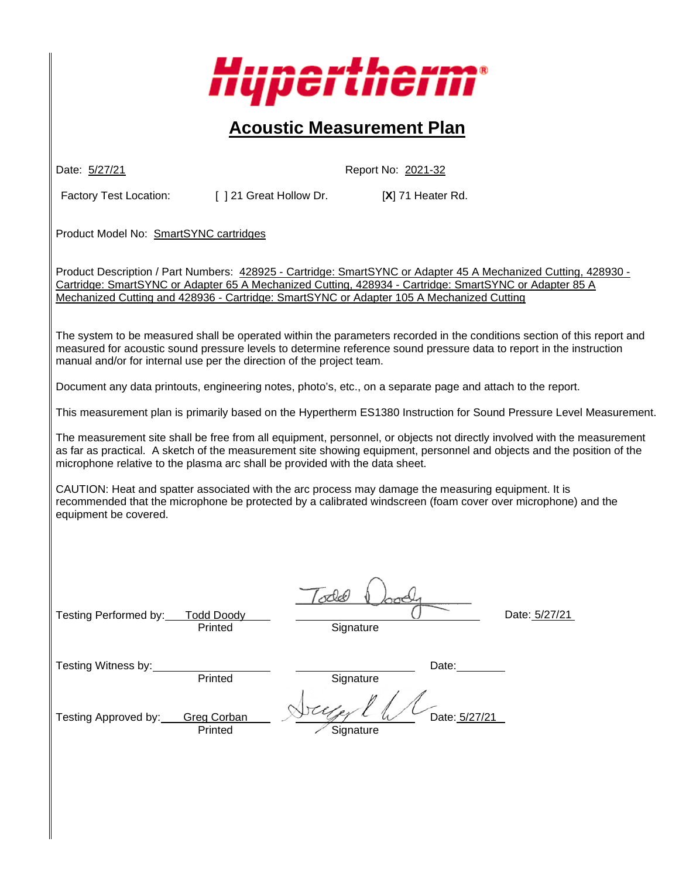Hypertherm®

# Acoustic Measurement Plan

Date: 5/27/21 Report No: 2021-32

Factory Test Location: [ ] 21 Great Hollow Dr. [X] 71 Heater Rd.

Product Model No: SmartSYNC cartridges

Product Description / Part Numbers: 428925 - Cartridge: SmartSYNC or Adapter 45 A Mechanized Cutting, 428930 - Cartridge: SmartSYNC or Adapter 65 A Mechanized Cutting, 428934 - Cartridge: SmartSYNC or Adapter 85 A Mechanized Cutting and 428936 - Cartridge: SmartSYNC or Adapter 105 A Mechanized Cutting

The system to be measured shall be operated within the parameters recorded in the conditions section of this report and measured for acoustic sound pressure levels to determine reference sound pressure data to report in the instruction manual and/or for internal use per the direction of the project team.

Document any data printouts, engineering notes, photo's, etc., on a separate page and attach to the report.

This measurement plan is primarily based on the Hypertherm ES1380 Instruction for Sound Pressure Level Measurement.

The measurement site shall be free from all equipment, personnel, or objects not directly involved with the measurement as far as practical. A sketch of the measurement site showing equipment, personnel and objects and the position of the microphone relative to the plasma arc shall be provided with the data sheet.

CAUTION: Heat and spatter associated with the arc process may damage the measuring equipment. It is recommended that the microphone be protected by a calibrated windscreen (foam cover over microphone) and the equipment be covered.

Testing Performed by: Todd Doody (Printed) Todd Doody (Signature) Date: 5/27/21

Testing Witness by: ______ (Printed) ______ (Signature) Date: ______

Testing Approved by: Greg Corban (Printed) [signature] (Signature) Date: 5/27/21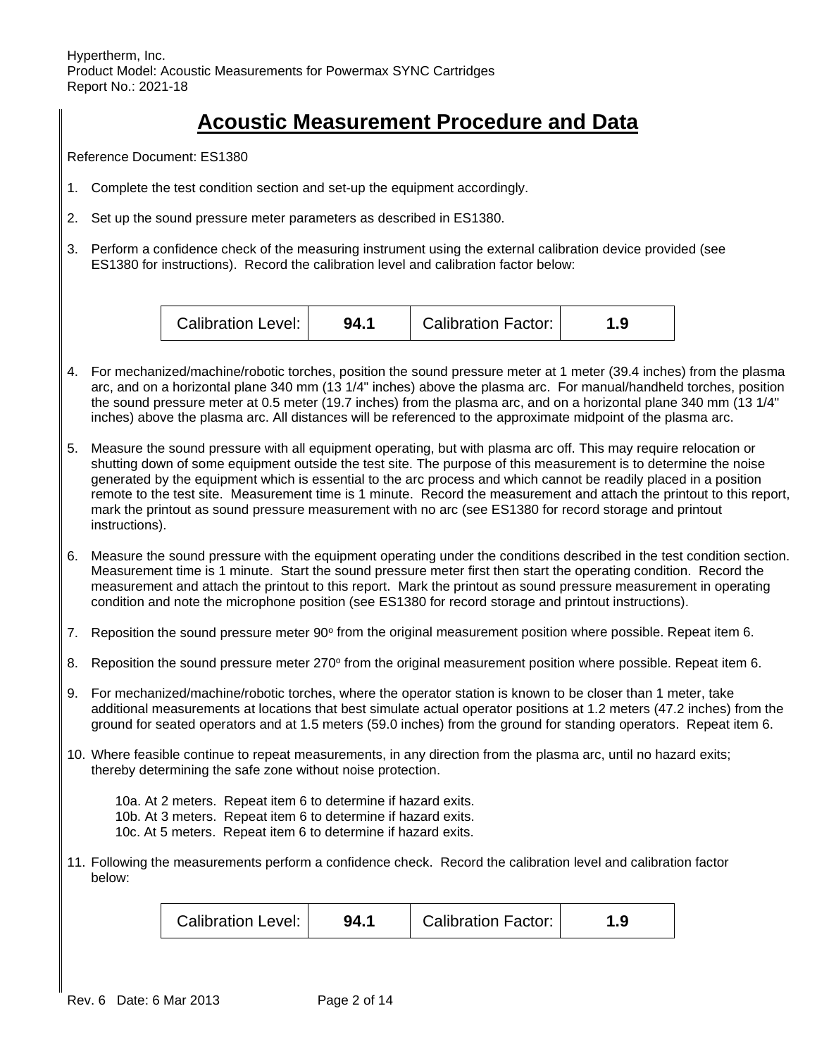# Acoustic Measurement Procedure and Data

Reference Document: ES1380

1. Complete the test condition section and set-up the equipment accordingly.

2. Set up the sound pressure meter parameters as described in ES1380.

3. Perform a confidence check of the measuring instrument using the external calibration device provided (see ES1380 for instructions). Record the calibration level and calibration factor below:

| Calibration Level: | **94.1** | Calibration Factor: | **1.9** |
|---|---|---|---|

4. For mechanized/machine/robotic torches, position the sound pressure meter at 1 meter (39.4 inches) from the plasma arc, and on a horizontal plane 340 mm (13 1/4" inches) above the plasma arc. For manual/handheld torches, position the sound pressure meter at 0.5 meter (19.7 inches) from the plasma arc, and on a horizontal plane 340 mm (13 1/4" inches) above the plasma arc. All distances will be referenced to the approximate midpoint of the plasma arc.

5. Measure the sound pressure with all equipment operating, but with plasma arc off. This may require relocation or shutting down of some equipment outside the test site. The purpose of this measurement is to determine the noise generated by the equipment which is essential to the arc process and which cannot be readily placed in a position remote to the test site. Measurement time is 1 minute. Record the measurement and attach the printout to this report, mark the printout as sound pressure measurement with no arc (see ES1380 for record storage and printout instructions).

6. Measure the sound pressure with the equipment operating under the conditions described in the test condition section. Measurement time is 1 minute. Start the sound pressure meter first then start the operating condition. Record the measurement and attach the printout to this report. Mark the printout as sound pressure measurement in operating condition and note the microphone position (see ES1380 for record storage and printout instructions).

7. Reposition the sound pressure meter 90$^{o}$ from the original measurement position where possible. Repeat item 6.

8. Reposition the sound pressure meter 270$^{o}$ from the original measurement position where possible. Repeat item 6.

9. For mechanized/machine/robotic torches, where the operator station is known to be closer than 1 meter, take additional measurements at locations that best simulate actual operator positions at 1.2 meters (47.2 inches) from the ground for seated operators and at 1.5 meters (59.0 inches) from the ground for standing operators. Repeat item 6.

10. Where feasible continue to repeat measurements, in any direction from the plasma arc, until no hazard exits; thereby determining the safe zone without noise protection.

    10a. At 2 meters. Repeat item 6 to determine if hazard exits.
    10b. At 3 meters. Repeat item 6 to determine if hazard exits.
    10c. At 5 meters. Repeat item 6 to determine if hazard exits.

11. Following the measurements perform a confidence check. Record the calibration level and calibration factor below:

| Calibration Level: | **94.1** | Calibration Factor: | **1.9** |
|---|---|---|---|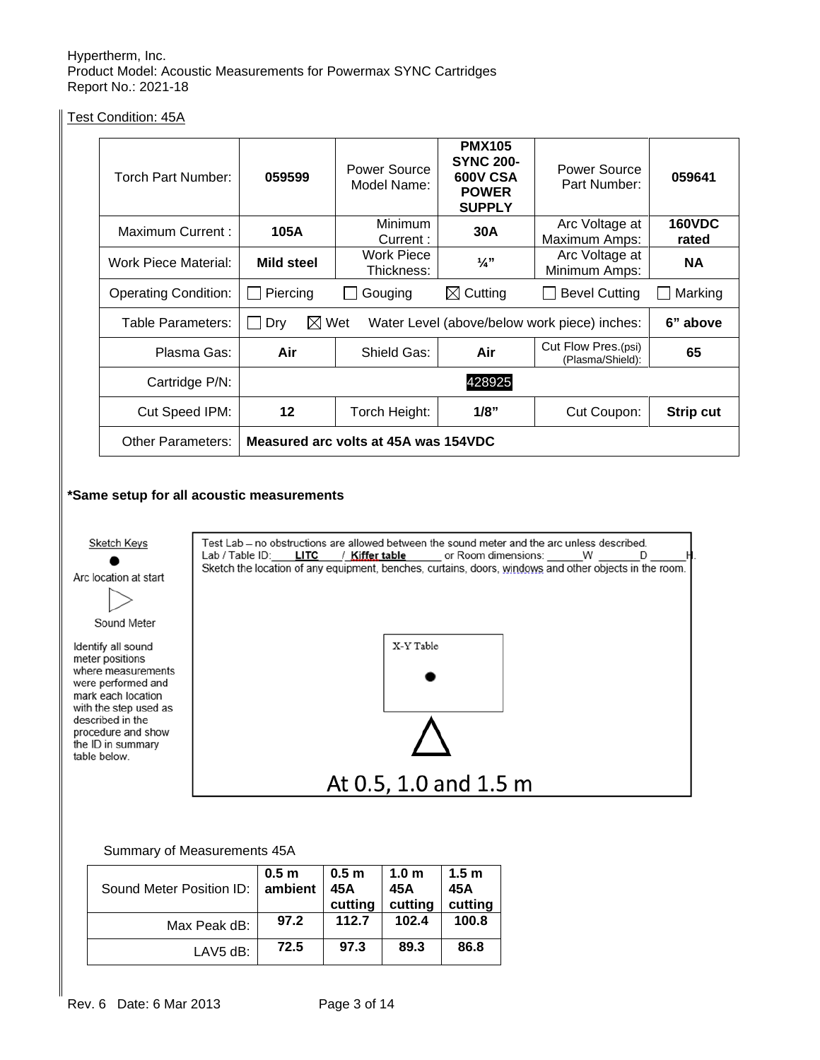Hypertherm, Inc.
Product Model: Acoustic Measurements for Powermax SYNC Cartridges
Report No.: 2021-18

Test Condition: 45A

| Torch Part Number: | **059599** | Power Source Model Name: | **PMX105 SYNC 200-600V CSA POWER SUPPLY** | Power Source Part Number: | **059641** |
|---|---|---|---|---|---|
| Maximum Current : | **105A** | Minimum Current : | **30A** | Arc Voltage at Maximum Amps: | **160VDC rated** |
| Work Piece Material: | **Mild steel** | Work Piece Thickness: | **¼"** | Arc Voltage at Minimum Amps: | **NA** |
| Operating Condition: | ☐ Piercing | ☐ Gouging | ☒ Cutting | ☐ Bevel Cutting | ☐ Marking |
| Table Parameters: | ☐ Dry ☒ Wet | Water Level (above/below work piece) inches: | | | **6" above** |
| Plasma Gas: | **Air** | Shield Gas: | **Air** | Cut Flow Pres.(psi) (Plasma/Shield): | **65** |
| Cartridge P/N: | 428925 | | | | |
| Cut Speed IPM: | **12** | Torch Height: | **1/8"** | Cut Coupon: | **Strip cut** |
| Other Parameters: | **Measured arc volts at 45A was 154VDC** | | | | |

**\*Same setup for all acoustic measurements**

Sketch Keys

● Arc location at start

▷ Sound Meter

Identify all sound meter positions where measurements were performed and mark each location with the step used as described in the procedure and show the ID in summary table below.

Test Lab – no obstructions are allowed between the sound meter and the arc unless described.
Lab / Table ID: **LITC** / **Kiffer table** or Room dimensions: ______W ______D ______H.
Sketch the location of any equipment, benches, curtains, doors, windows and other objects in the room.

X-Y Table

At 0.5, 1.0 and 1.5 m

Summary of Measurements 45A

| Sound Meter Position ID: | **0.5 m ambient** | **0.5 m 45A cutting** | **1.0 m 45A cutting** | **1.5 m 45A cutting** |
|---|---|---|---|---|
| Max Peak dB: | **97.2** | **112.7** | **102.4** | **100.8** |
| LAV5 dB: | **72.5** | **97.3** | **89.3** | **86.8** |

Rev. 6 Date: 6 Mar 2013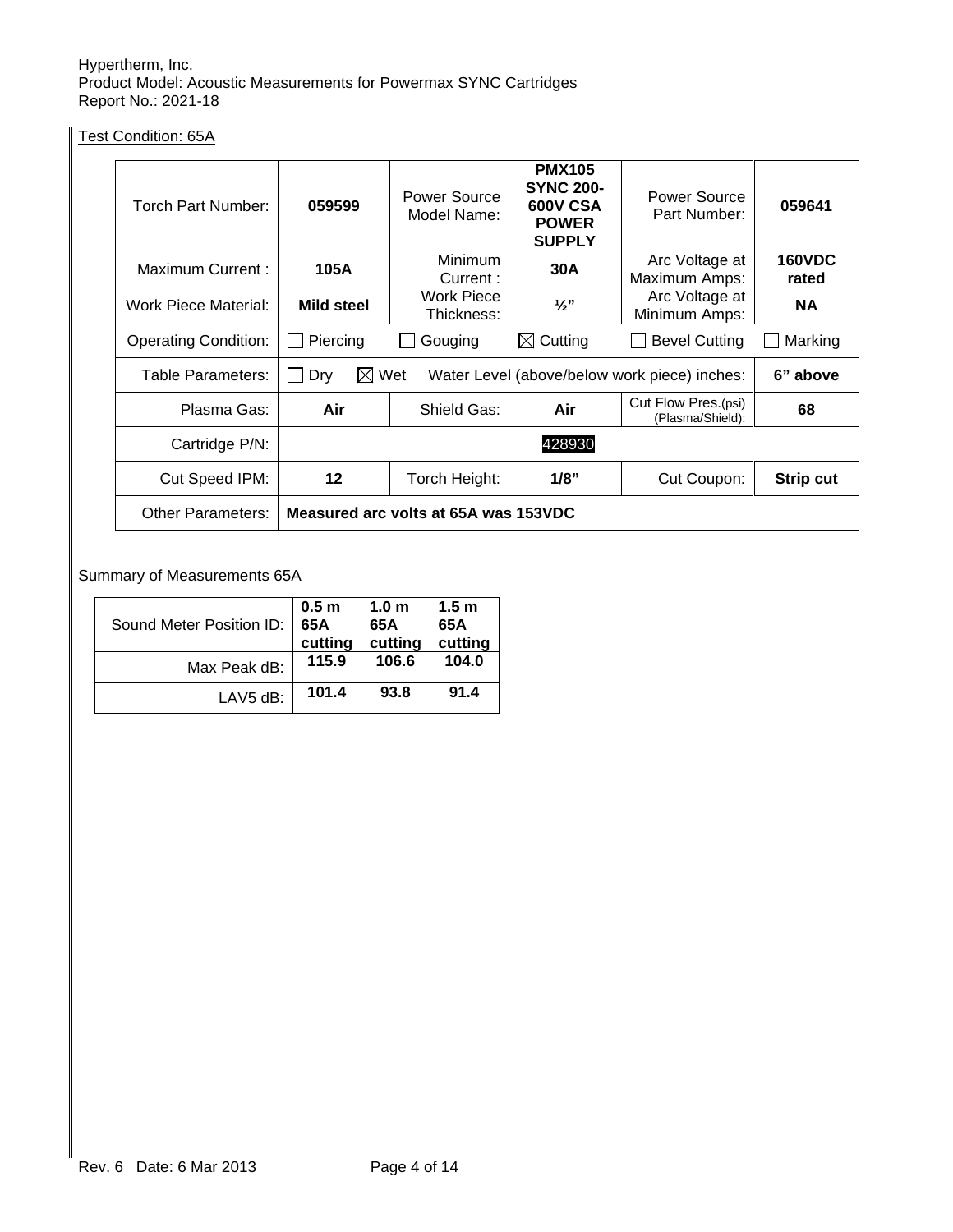Test Condition: 65A

| Torch Part Number: | 059599 | Power Source Model Name: | **PMX105 SYNC 200-600V CSA POWER SUPPLY** | Power Source Part Number: | **059641** |
|---|---|---|---|---|---|
| Maximum Current : | **105A** | Minimum Current : | **30A** | Arc Voltage at Maximum Amps: | **160VDC rated** |
| Work Piece Material: | **Mild steel** | Work Piece Thickness: | **½"** | Arc Voltage at Minimum Amps: | **NA** |
| Operating Condition: | ☐ Piercing | ☐ Gouging | ☒ Cutting | ☐ Bevel Cutting | ☐ Marking |
| Table Parameters: | ☐ Dry ☒ Wet | Water Level (above/below work piece) inches: | | | **6" above** |
| Plasma Gas: | **Air** | Shield Gas: | **Air** | Cut Flow Pres.(psi) (Plasma/Shield): | **68** |
| Cartridge P/N: | 428930 | | | | |
| Cut Speed IPM: | **12** | Torch Height: | **1/8"** | Cut Coupon: | **Strip cut** |
| Other Parameters: | **Measured arc volts at 65A was 153VDC** | | | | |

Summary of Measurements 65A

| Sound Meter Position ID: | **0.5 m 65A cutting** | **1.0 m 65A cutting** | **1.5 m 65A cutting** |
|---|---|---|---|
| Max Peak dB: | **115.9** | **106.6** | **104.0** |
| LAV5 dB: | **101.4** | **93.8** | **91.4** |

Rev. 6 Date: 6 Mar 2013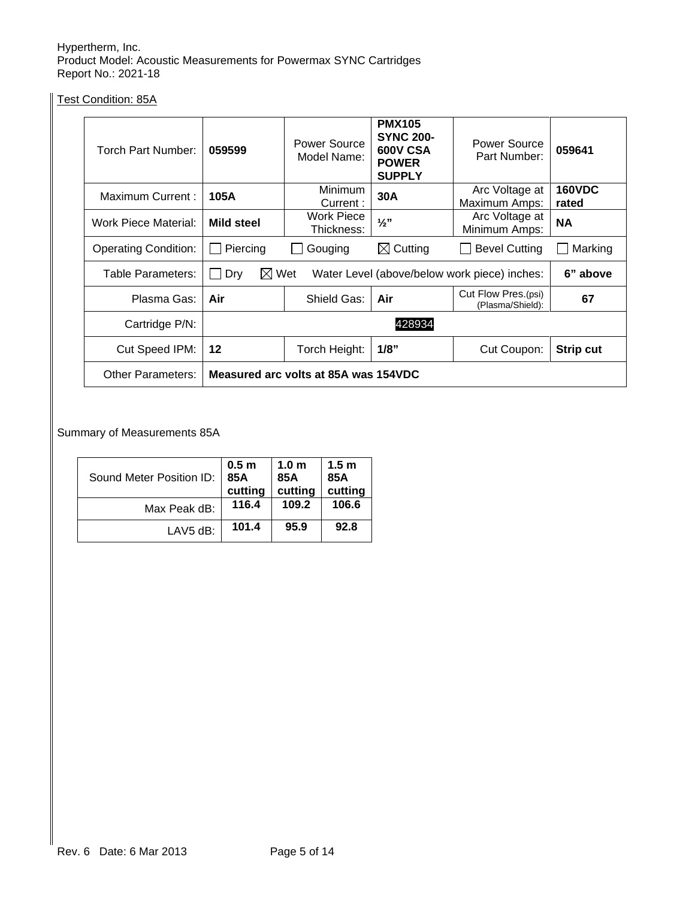Test Condition: 85A

| Torch Part Number: | **059599** | Power Source Model Name: | **PMX105 SYNC 200-600V CSA POWER SUPPLY** | Power Source Part Number: | **059641** |
|---|---|---|---|---|---|
| Maximum Current : | **105A** | Minimum Current : | **30A** | Arc Voltage at Maximum Amps: | **160VDC rated** |
| Work Piece Material: | **Mild steel** | Work Piece Thickness: | **½"** | Arc Voltage at Minimum Amps: | **NA** |
| Operating Condition: | ☐ Piercing | ☐ Gouging | ☒ Cutting | ☐ Bevel Cutting | ☐ Marking |
| Table Parameters: | ☐ Dry ☒ Wet | Water Level (above/below work piece) inches: | | | **6" above** |
| Plasma Gas: | **Air** | Shield Gas: | **Air** | Cut Flow Pres.(psi) (Plasma/Shield): | **67** |
| Cartridge P/N: | 428934 | | | | |
| Cut Speed IPM: | **12** | Torch Height: | **1/8"** | Cut Coupon: | **Strip cut** |
| Other Parameters: | **Measured arc volts at 85A was 154VDC** | | | | |

Summary of Measurements 85A

| Sound Meter Position ID: | **0.5 m 85A cutting** | **1.0 m 85A cutting** | **1.5 m 85A cutting** |
|---|---|---|---|
| Max Peak dB: | **116.4** | **109.2** | **106.6** |
| LAV5 dB: | **101.4** | **95.9** | **92.8** |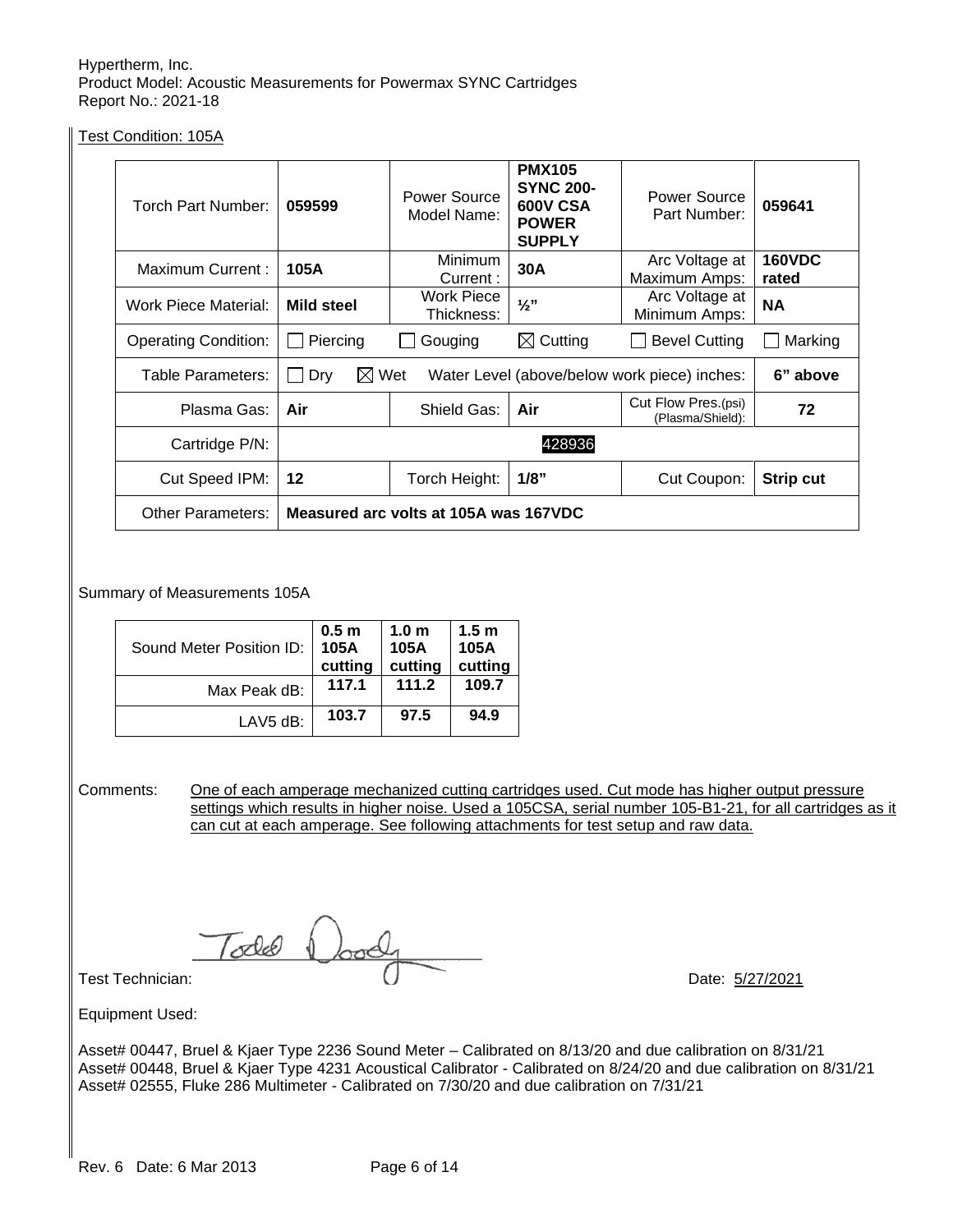Hypertherm, Inc.
Product Model: Acoustic Measurements for Powermax SYNC Cartridges
Report No.: 2021-18

Test Condition: 105A

| Torch Part Number: | 059599 | Power Source Model Name: | **PMX105 SYNC 200-600V CSA POWER SUPPLY** | Power Source Part Number: | **059641** |
|---|---|---|---|---|---|
| Maximum Current : | **105A** | Minimum Current : | **30A** | Arc Voltage at Maximum Amps: | **160VDC rated** |
| Work Piece Material: | **Mild steel** | Work Piece Thickness: | **½"** | Arc Voltage at Minimum Amps: | **NA** |
| Operating Condition: | ☐ Piercing | ☐ Gouging | ☒ Cutting | ☐ Bevel Cutting | ☐ Marking |
| Table Parameters: | ☐ Dry ☒ Wet | Water Level (above/below work piece) inches: | | | **6" above** |
| Plasma Gas: | **Air** | Shield Gas: | **Air** | Cut Flow Pres.(psi) (Plasma/Shield): | **72** |
| Cartridge P/N: | 428936 | | | | |
| Cut Speed IPM: | **12** | Torch Height: | **1/8"** | Cut Coupon: | **Strip cut** |
| Other Parameters: | **Measured arc volts at 105A was 167VDC** | | | | |

Summary of Measurements 105A

| Sound Meter Position ID: | **0.5 m 105A cutting** | **1.0 m 105A cutting** | **1.5 m 105A cutting** |
|---|---|---|---|
| Max Peak dB: | **117.1** | **111.2** | **109.7** |
| LAV5 dB: | **103.7** | **97.5** | **94.9** |

Comments: One of each amperage mechanized cutting cartridges used. Cut mode has higher output pressure settings which results in higher noise. Used a 105CSA, serial number 105-B1-21, for all cartridges as it can cut at each amperage. See following attachments for test setup and raw data.

Test Technician: Todd Doody Date: 5/27/2021

Equipment Used:

Asset# 00447, Bruel & Kjaer Type 2236 Sound Meter – Calibrated on 8/13/20 and due calibration on 8/31/21
Asset# 00448, Bruel & Kjaer Type 4231 Acoustical Calibrator - Calibrated on 8/24/20 and due calibration on 8/31/21
Asset# 02555, Fluke 286 Multimeter - Calibrated on 7/30/20 and due calibration on 7/31/21

Rev. 6 Date: 6 Mar 2013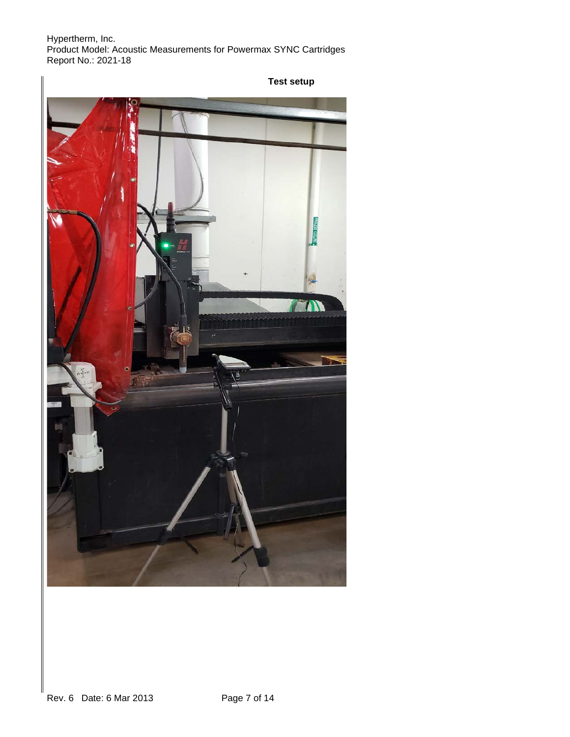**Test setup**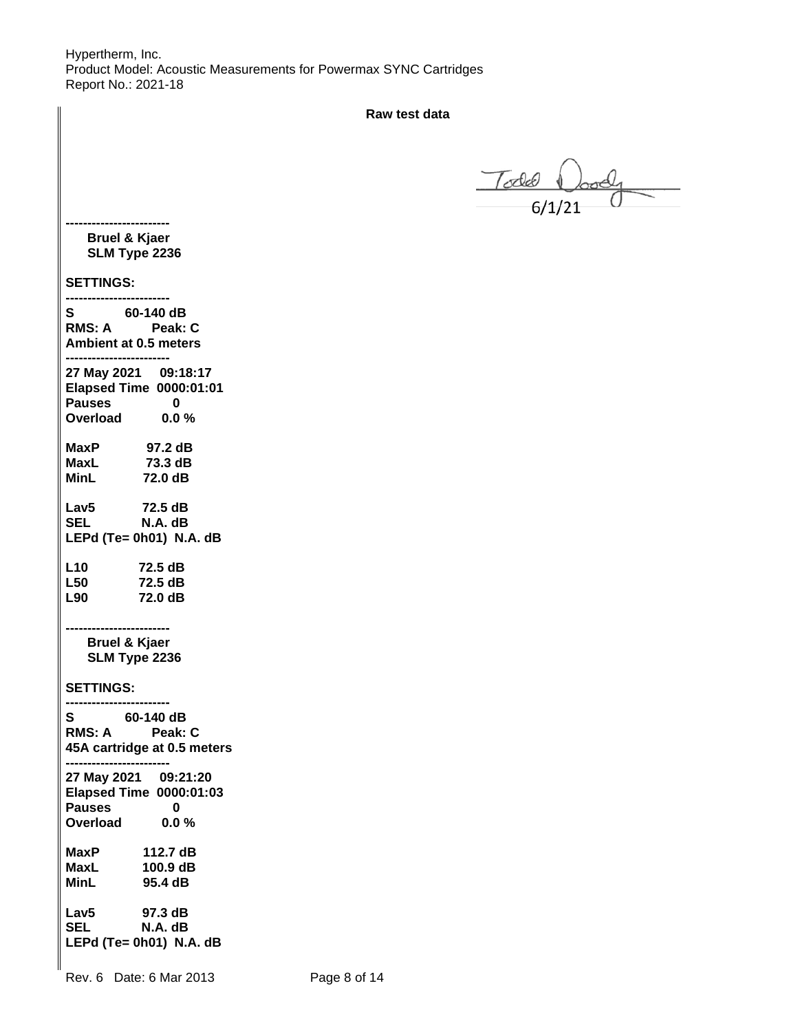**Raw test data**

Todd Doody
6/1/21

```
------------------------
    Bruel & Kjaer
    SLM Type 2236

SETTINGS:
------------------------
S          60-140 dB
RMS: A        Peak: C
Ambient at 0.5 meters
------------------------
27 May 2021    09:18:17
Elapsed Time  0000:01:01
Pauses             0
Overload        0.0 %

MaxP          97.2 dB
MaxL          73.3 dB
MinL          72.0 dB

Lav5          72.5 dB
SEL           N.A. dB
LEPd (Te= 0h01)  N.A. dB

L10           72.5 dB
L50           72.5 dB
L90           72.0 dB

------------------------
    Bruel & Kjaer
    SLM Type 2236

SETTINGS:
------------------------
S          60-140 dB
RMS: A        Peak: C
45A cartridge at 0.5 meters
------------------------
27 May 2021    09:21:20
Elapsed Time  0000:01:03
Pauses             0
Overload        0.0 %

MaxP          112.7 dB
MaxL          100.9 dB
MinL           95.4 dB

Lav5           97.3 dB
SEL           N.A. dB
LEPd (Te= 0h01)  N.A. dB
```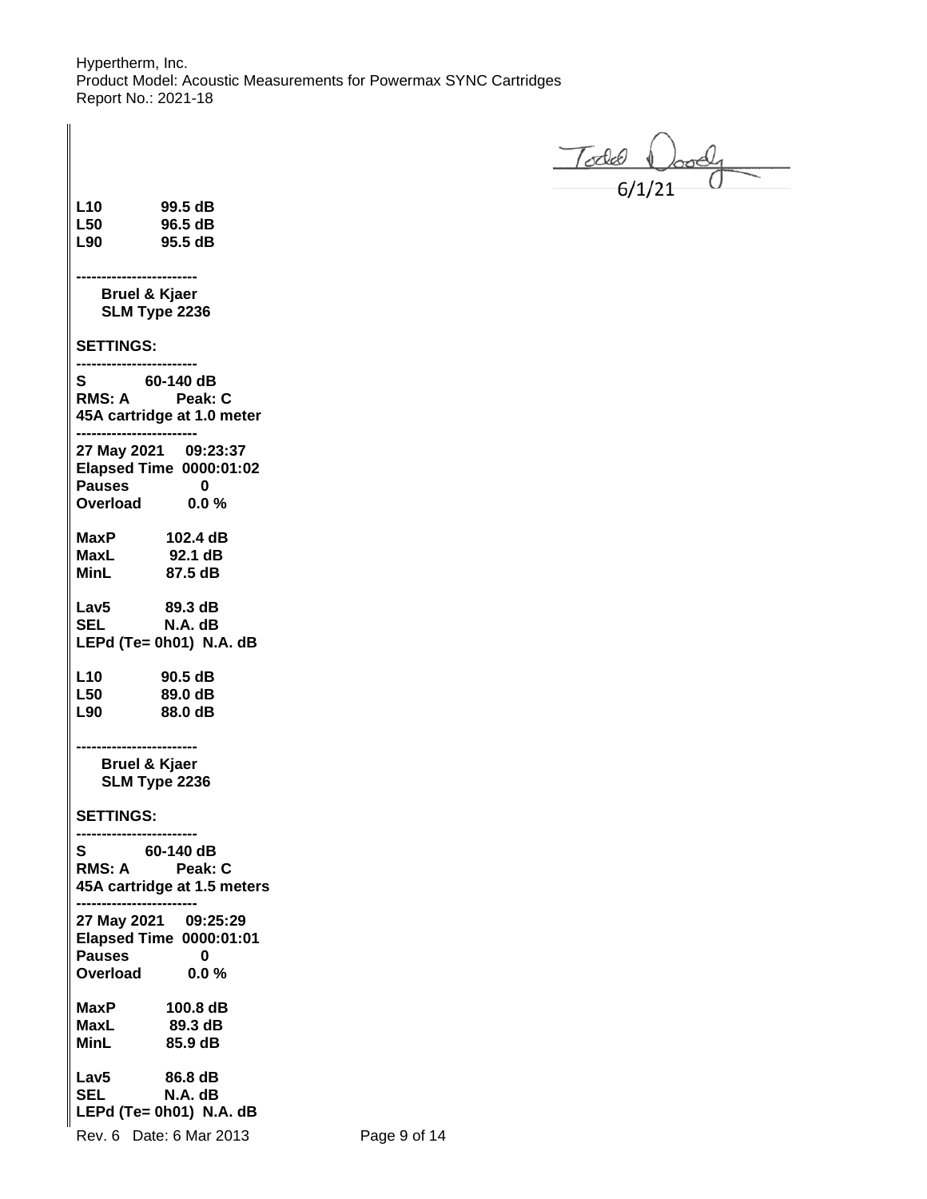Todd Doody
6/1/21

**L10 99.5 dB**
**L50 96.5 dB**
**L90 95.5 dB**

**------------------------**
**Bruel & Kjaer**
**SLM Type 2236**

**SETTINGS:**

**------------------------**
**S 60-140 dB**
**RMS: A Peak: C**
**45A cartridge at 1.0 meter**
**------------------------**
**27 May 2021 09:23:37**
**Elapsed Time 0000:01:02**
**Pauses 0**
**Overload 0.0 %**

**MaxP 102.4 dB**
**MaxL 92.1 dB**
**MinL 87.5 dB**

**Lav5 89.3 dB**
**SEL N.A. dB**
**LEPd (Te= 0h01) N.A. dB**

**L10 90.5 dB**
**L50 89.0 dB**
**L90 88.0 dB**

**------------------------**
**Bruel & Kjaer**
**SLM Type 2236**

**SETTINGS:**

**------------------------**
**S 60-140 dB**
**RMS: A Peak: C**
**45A cartridge at 1.5 meters**
**------------------------**
**27 May 2021 09:25:29**
**Elapsed Time 0000:01:01**
**Pauses 0**
**Overload 0.0 %**

**MaxP 100.8 dB**
**MaxL 89.3 dB**
**MinL 85.9 dB**

**Lav5 86.8 dB**
**SEL N.A. dB**
**LEPd (Te= 0h01) N.A. dB**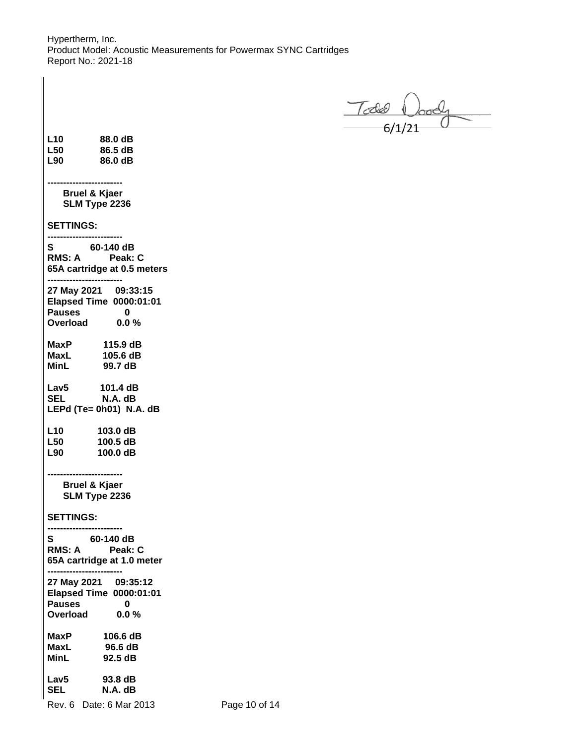Todd Doody
6/1/21

**L10 88.0 dB**
**L50 86.5 dB**
**L90 86.0 dB**

**------------------------**

**Bruel & Kjaer**
**SLM Type 2236**

**SETTINGS:**

**------------------------**

**S 60-140 dB**
**RMS: A Peak: C**
**65A cartridge at 0.5 meters**

**------------------------**

**27 May 2021 09:33:15**
**Elapsed Time 0000:01:01**
**Pauses 0**
**Overload 0.0 %**

**MaxP 115.9 dB**
**MaxL 105.6 dB**
**MinL 99.7 dB**

**Lav5 101.4 dB**
**SEL N.A. dB**
**LEPd (Te= 0h01) N.A. dB**

**L10 103.0 dB**
**L50 100.5 dB**
**L90 100.0 dB**

**------------------------**

**Bruel & Kjaer**
**SLM Type 2236**

**SETTINGS:**

**------------------------**

**S 60-140 dB**
**RMS: A Peak: C**
**65A cartridge at 1.0 meter**

**------------------------**

**27 May 2021 09:35:12**
**Elapsed Time 0000:01:01**
**Pauses 0**
**Overload 0.0 %**

**MaxP 106.6 dB**
**MaxL 96.6 dB**
**MinL 92.5 dB**

**Lav5 93.8 dB**
**SEL N.A. dB**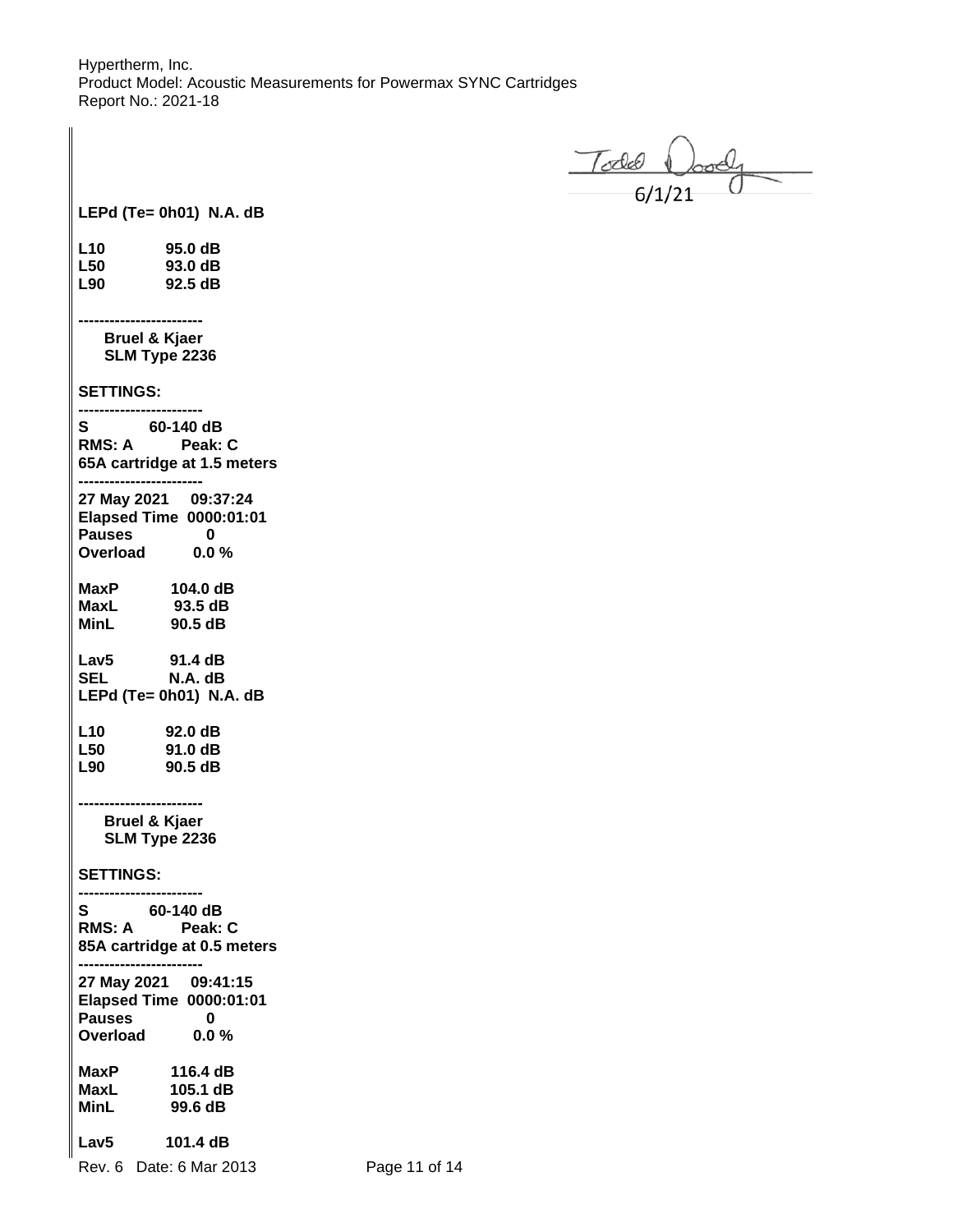Todd Doody
6/1/21

**LEPd (Te= 0h01) N.A. dB**

**L10 95.0 dB**
**L50 93.0 dB**
**L90 92.5 dB**

**------------------------**
**Bruel & Kjaer**
**SLM Type 2236**

**SETTINGS:**
**------------------------**
**S 60-140 dB**
**RMS: A Peak: C**
**65A cartridge at 1.5 meters**
**------------------------**
**27 May 2021 09:37:24**
**Elapsed Time 0000:01:01**
**Pauses 0**
**Overload 0.0 %**

**MaxP 104.0 dB**
**MaxL 93.5 dB**
**MinL 90.5 dB**

**Lav5 91.4 dB**
**SEL N.A. dB**
**LEPd (Te= 0h01) N.A. dB**

**L10 92.0 dB**
**L50 91.0 dB**
**L90 90.5 dB**

**------------------------**
**Bruel & Kjaer**
**SLM Type 2236**

**SETTINGS:**
**------------------------**
**S 60-140 dB**
**RMS: A Peak: C**
**85A cartridge at 0.5 meters**
**------------------------**
**27 May 2021 09:41:15**
**Elapsed Time 0000:01:01**
**Pauses 0**
**Overload 0.0 %**

**MaxP 116.4 dB**
**MaxL 105.1 dB**
**MinL 99.6 dB**

**Lav5 101.4 dB**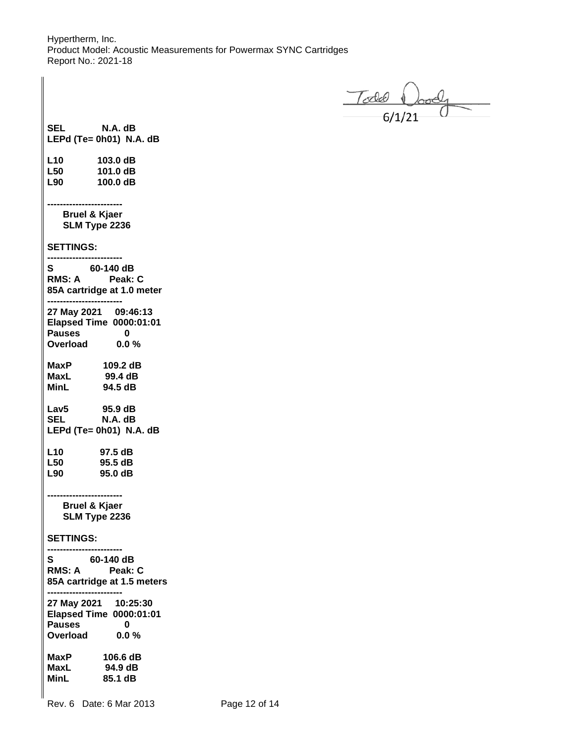Todd Doody
6/1/21

**SEL N.A. dB**
**LEPd (Te= 0h01) N.A. dB**

**L10 103.0 dB**
**L50 101.0 dB**
**L90 100.0 dB**

**-----------------------**
**Bruel & Kjaer**
**SLM Type 2236**

**SETTINGS:**
**-----------------------**
**S 60-140 dB**
**RMS: A Peak: C**
**85A cartridge at 1.0 meter**
**-----------------------**
**27 May 2021 09:46:13**
**Elapsed Time 0000:01:01**
**Pauses 0**
**Overload 0.0 %**

**MaxP 109.2 dB**
**MaxL 99.4 dB**
**MinL 94.5 dB**

**Lav5 95.9 dB**
**SEL N.A. dB**
**LEPd (Te= 0h01) N.A. dB**

**L10 97.5 dB**
**L50 95.5 dB**
**L90 95.0 dB**

**-----------------------**
**Bruel & Kjaer**
**SLM Type 2236**

**SETTINGS:**
**-----------------------**
**S 60-140 dB**
**RMS: A Peak: C**
**85A cartridge at 1.5 meters**
**-----------------------**
**27 May 2021 10:25:30**
**Elapsed Time 0000:01:01**
**Pauses 0**
**Overload 0.0 %**

**MaxP 106.6 dB**
**MaxL 94.9 dB**
**MinL 85.1 dB**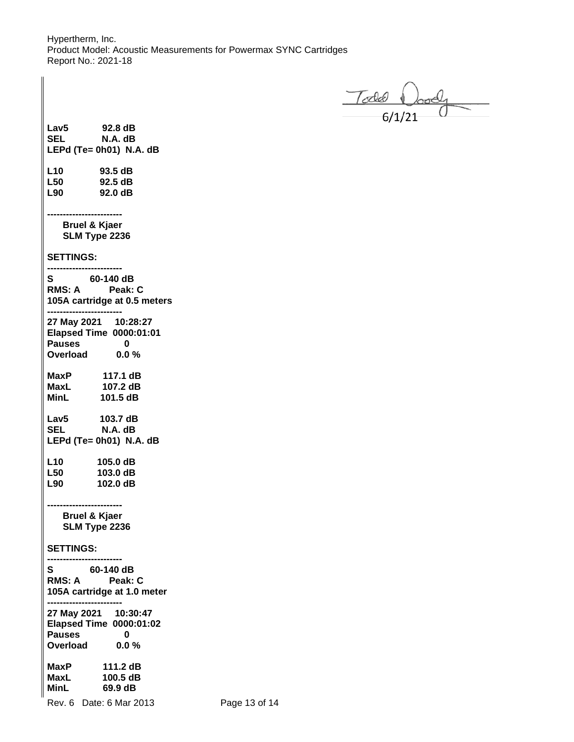Todd Doody
6/1/21

**Lav5 92.8 dB**
**SEL N.A. dB**
**LEPd (Te= 0h01) N.A. dB**

**L10 93.5 dB**
**L50 92.5 dB**
**L90 92.0 dB**

**------------------------**
**Bruel & Kjaer**
**SLM Type 2236**

**SETTINGS:**
**------------------------**
**S 60-140 dB**
**RMS: A Peak: C**
**105A cartridge at 0.5 meters**
**------------------------**
**27 May 2021 10:28:27**
**Elapsed Time 0000:01:01**
**Pauses 0**
**Overload 0.0 %**

**MaxP 117.1 dB**
**MaxL 107.2 dB**
**MinL 101.5 dB**

**Lav5 103.7 dB**
**SEL N.A. dB**
**LEPd (Te= 0h01) N.A. dB**

**L10 105.0 dB**
**L50 103.0 dB**
**L90 102.0 dB**

**------------------------**
**Bruel & Kjaer**
**SLM Type 2236**

**SETTINGS:**
**------------------------**
**S 60-140 dB**
**RMS: A Peak: C**
**105A cartridge at 1.0 meter**
**------------------------**
**27 May 2021 10:30:47**
**Elapsed Time 0000:01:02**
**Pauses 0**
**Overload 0.0 %**

**MaxP 111.2 dB**
**MaxL 100.5 dB**
**MinL 69.9 dB**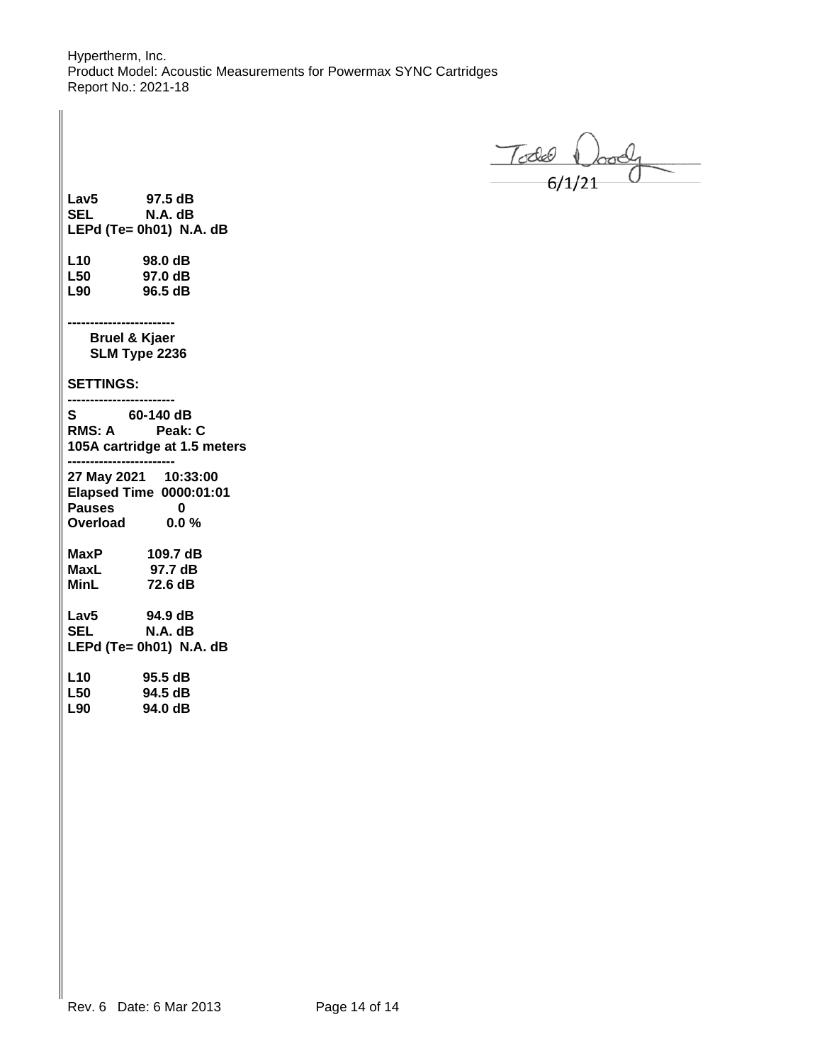Todd Doody
6/1/21

**Lav5 97.5 dB**
**SEL N.A. dB**
**LEPd (Te= 0h01) N.A. dB**

**L10 98.0 dB**
**L50 97.0 dB**
**L90 96.5 dB**

**------------------------**
**Bruel & Kjaer**
**SLM Type 2236**

**SETTINGS:**

**------------------------**
**S 60-140 dB**
**RMS: A Peak: C**
**105A cartridge at 1.5 meters**
**------------------------**
**27 May 2021 10:33:00**
**Elapsed Time 0000:01:01**
**Pauses 0**
**Overload 0.0 %**

**MaxP 109.7 dB**
**MaxL 97.7 dB**
**MinL 72.6 dB**

**Lav5 94.9 dB**
**SEL N.A. dB**
**LEPd (Te= 0h01) N.A. dB**

**L10 95.5 dB**
**L50 94.5 dB**
**L90 94.0 dB**